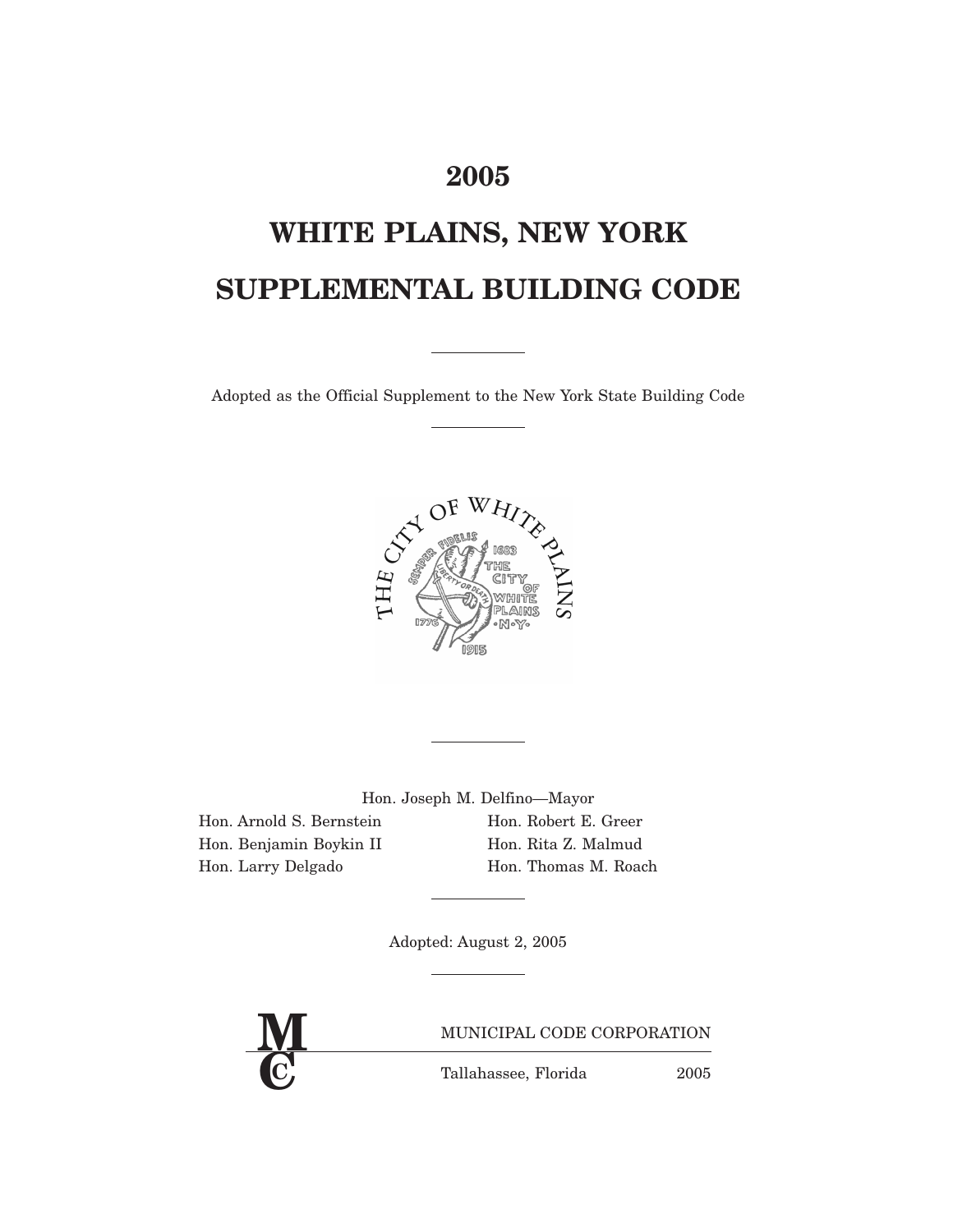# 2005

# WHITE PLAINS, NEW YORK

# SUPPLEMENTAL BUILDING CODE

---

Adopted as the Official Supplement to the New York State Building Code

---

---

Hon. Joseph M. Delfino—Mayor

Hon. Arnold S. Bernstein

Hon. Benjamin Boykin II

Hon. Larry Delgado

Hon. Robert E. Greer

Hon. Rita Z. Malmud

Hon. Thomas M. Roach

---

Adopted: August 2, 2005

---

MUNICIPAL CODE CORPORATION

Tallahassee, Florida 2005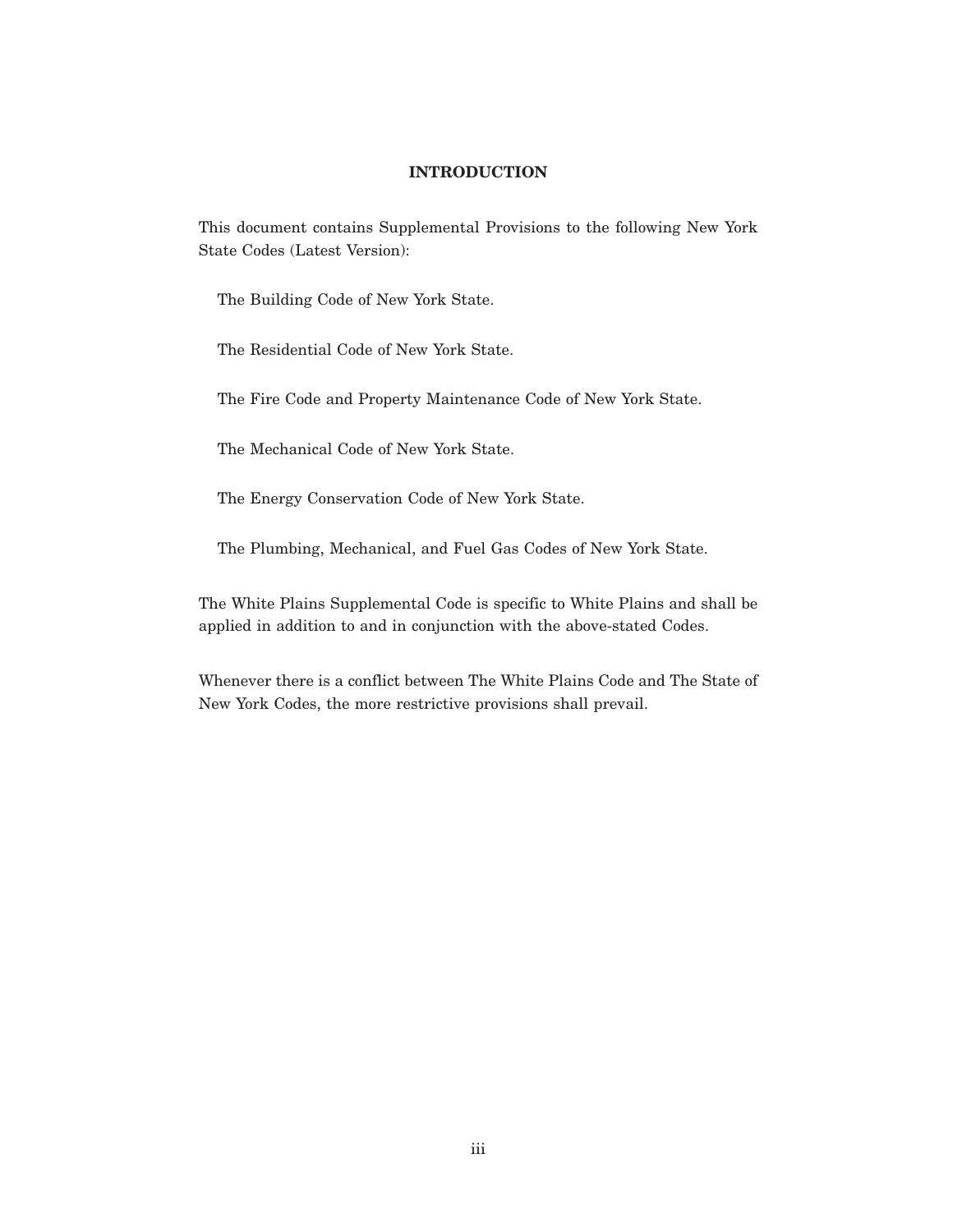# INTRODUCTION

This document contains Supplemental Provisions to the following New York State Codes (Latest Version):

The Building Code of New York State.

The Residential Code of New York State.

The Fire Code and Property Maintenance Code of New York State.

The Mechanical Code of New York State.

The Energy Conservation Code of New York State.

The Plumbing, Mechanical, and Fuel Gas Codes of New York State.

The White Plains Supplemental Code is specific to White Plains and shall be applied in addition to and in conjunction with the above-stated Codes.

Whenever there is a conflict between The White Plains Code and The State of New York Codes, the more restrictive provisions shall prevail.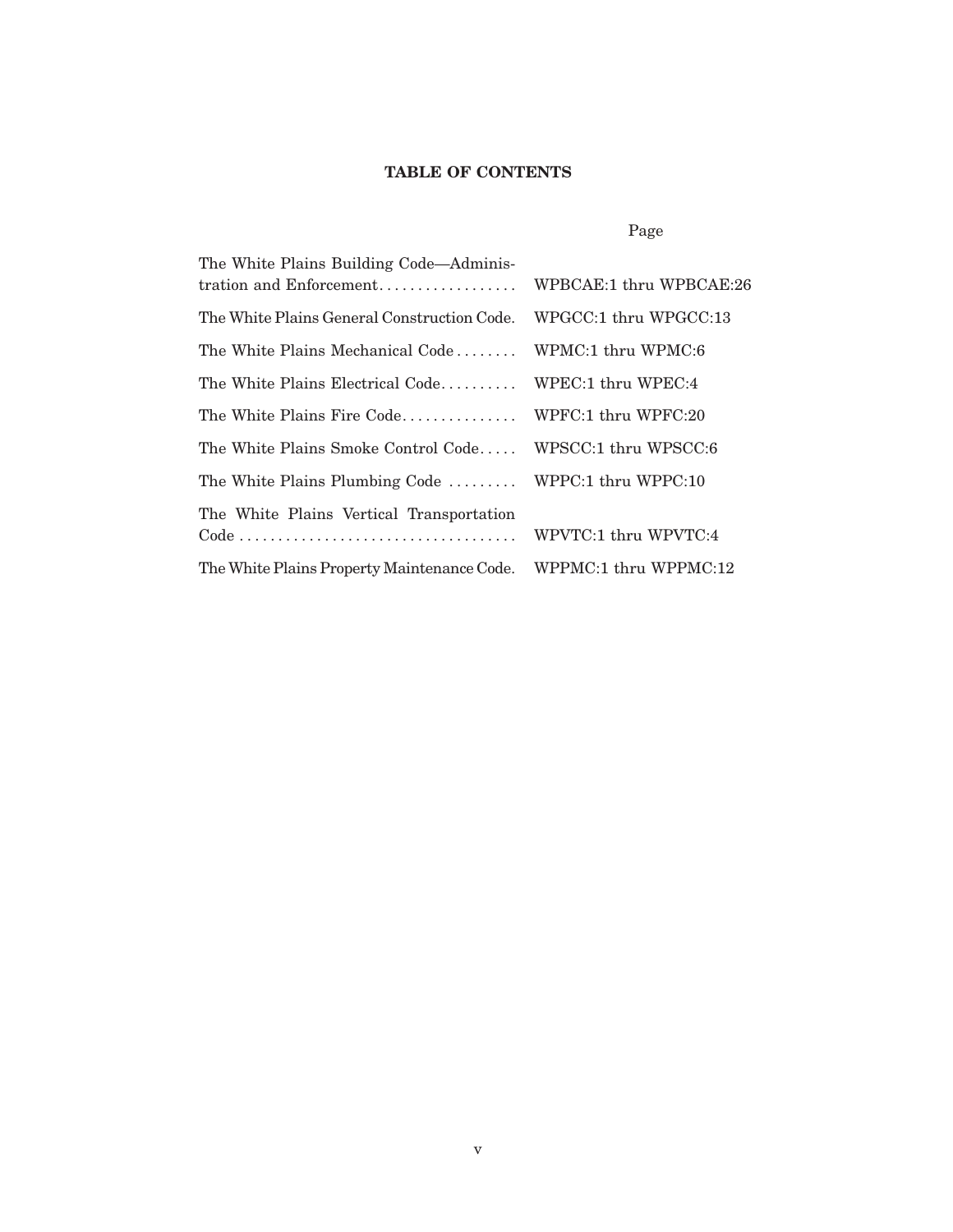# TABLE OF CONTENTS

| | Page |
|---|---|
| The White Plains Building Code—Administration and Enforcement | WPBCAE:1 thru WPBCAE:26 |
| The White Plains General Construction Code | WPGCC:1 thru WPGCC:13 |
| The White Plains Mechanical Code | WPMC:1 thru WPMC:6 |
| The White Plains Electrical Code | WPEC:1 thru WPEC:4 |
| The White Plains Fire Code | WPFC:1 thru WPFC:20 |
| The White Plains Smoke Control Code | WPSCC:1 thru WPSCC:6 |
| The White Plains Plumbing Code | WPPC:1 thru WPPC:10 |
| The White Plains Vertical Transportation Code | WPVTC:1 thru WPVTC:4 |
| The White Plains Property Maintenance Code | WPPMC:1 thru WPPMC:12 |